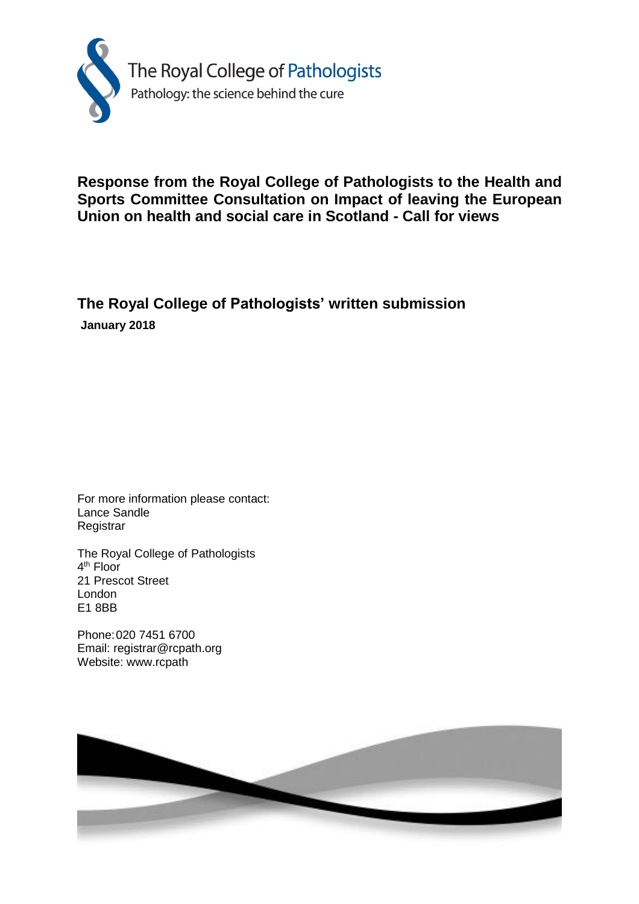The Royal College of Pathologists

Pathology: the science behind the cure

# Response from the Royal College of Pathologists to the Health and Sports Committee Consultation on Impact of leaving the European Union on health and social care in Scotland - Call for views

## The Royal College of Pathologists' written submission

**January 2018**

For more information please contact:
Lance Sandle
Registrar

The Royal College of Pathologists
4th Floor
21 Prescot Street
London
E1 8BB

Phone: 020 7451 6700
Email: registrar@rcpath.org
Website: www.rcpath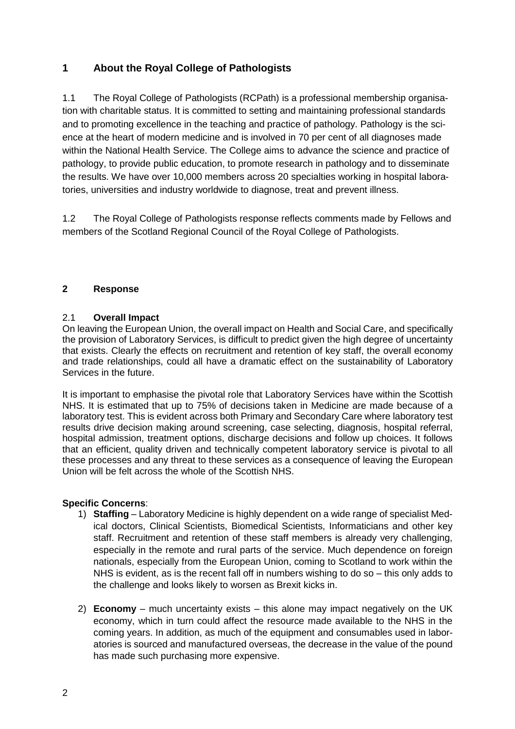## 1 About the Royal College of Pathologists

1.1 The Royal College of Pathologists (RCPath) is a professional membership organisation with charitable status. It is committed to setting and maintaining professional standards and to promoting excellence in the teaching and practice of pathology. Pathology is the science at the heart of modern medicine and is involved in 70 per cent of all diagnoses made within the National Health Service. The College aims to advance the science and practice of pathology, to provide public education, to promote research in pathology and to disseminate the results. We have over 10,000 members across 20 specialties working in hospital laboratories, universities and industry worldwide to diagnose, treat and prevent illness.

1.2 The Royal College of Pathologists response reflects comments made by Fellows and members of the Scotland Regional Council of the Royal College of Pathologists.

## 2 Response

### 2.1 Overall Impact

On leaving the European Union, the overall impact on Health and Social Care, and specifically the provision of Laboratory Services, is difficult to predict given the high degree of uncertainty that exists. Clearly the effects on recruitment and retention of key staff, the overall economy and trade relationships, could all have a dramatic effect on the sustainability of Laboratory Services in the future.

It is important to emphasise the pivotal role that Laboratory Services have within the Scottish NHS. It is estimated that up to 75% of decisions taken in Medicine are made because of a laboratory test. This is evident across both Primary and Secondary Care where laboratory test results drive decision making around screening, case selecting, diagnosis, hospital referral, hospital admission, treatment options, discharge decisions and follow up choices. It follows that an efficient, quality driven and technically competent laboratory service is pivotal to all these processes and any threat to these services as a consequence of leaving the European Union will be felt across the whole of the Scottish NHS.

**Specific Concerns**:

1) **Staffing** – Laboratory Medicine is highly dependent on a wide range of specialist Medical doctors, Clinical Scientists, Biomedical Scientists, Informaticians and other key staff. Recruitment and retention of these staff members is already very challenging, especially in the remote and rural parts of the service. Much dependence on foreign nationals, especially from the European Union, coming to Scotland to work within the NHS is evident, as is the recent fall off in numbers wishing to do so – this only adds to the challenge and looks likely to worsen as Brexit kicks in.

2) **Economy** – much uncertainty exists – this alone may impact negatively on the UK economy, which in turn could affect the resource made available to the NHS in the coming years. In addition, as much of the equipment and consumables used in laboratories is sourced and manufactured overseas, the decrease in the value of the pound has made such purchasing more expensive.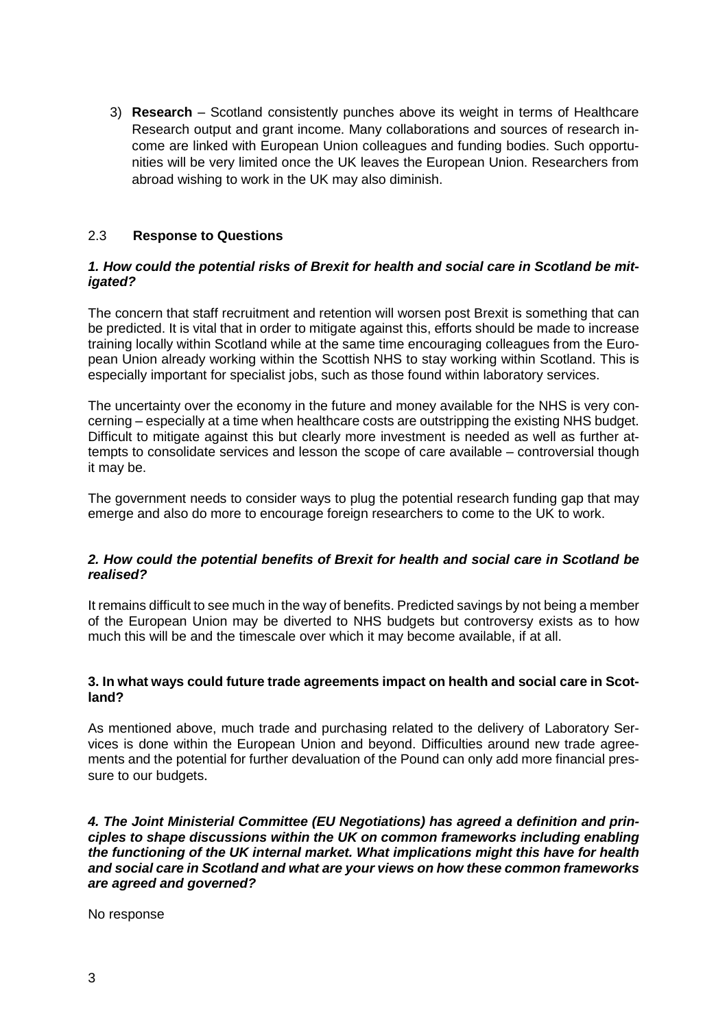3) **Research** – Scotland consistently punches above its weight in terms of Healthcare Research output and grant income. Many collaborations and sources of research income are linked with European Union colleagues and funding bodies. Such opportunities will be very limited once the UK leaves the European Union. Researchers from abroad wishing to work in the UK may also diminish.

### 2.3 Response to Questions

***1. How could the potential risks of Brexit for health and social care in Scotland be mitigated?***

The concern that staff recruitment and retention will worsen post Brexit is something that can be predicted. It is vital that in order to mitigate against this, efforts should be made to increase training locally within Scotland while at the same time encouraging colleagues from the European Union already working within the Scottish NHS to stay working within Scotland. This is especially important for specialist jobs, such as those found within laboratory services.

The uncertainty over the economy in the future and money available for the NHS is very concerning – especially at a time when healthcare costs are outstripping the existing NHS budget. Difficult to mitigate against this but clearly more investment is needed as well as further attempts to consolidate services and lesson the scope of care available – controversial though it may be.

The government needs to consider ways to plug the potential research funding gap that may emerge and also do more to encourage foreign researchers to come to the UK to work.

***2. How could the potential benefits of Brexit for health and social care in Scotland be realised?***

It remains difficult to see much in the way of benefits. Predicted savings by not being a member of the European Union may be diverted to NHS budgets but controversy exists as to how much this will be and the timescale over which it may become available, if at all.

**3. In what ways could future trade agreements impact on health and social care in Scotland?**

As mentioned above, much trade and purchasing related to the delivery of Laboratory Services is done within the European Union and beyond. Difficulties around new trade agreements and the potential for further devaluation of the Pound can only add more financial pressure to our budgets.

***4. The Joint Ministerial Committee (EU Negotiations) has agreed a definition and principles to shape discussions within the UK on common frameworks including enabling the functioning of the UK internal market. What implications might this have for health and social care in Scotland and what are your views on how these common frameworks are agreed and governed?***

No response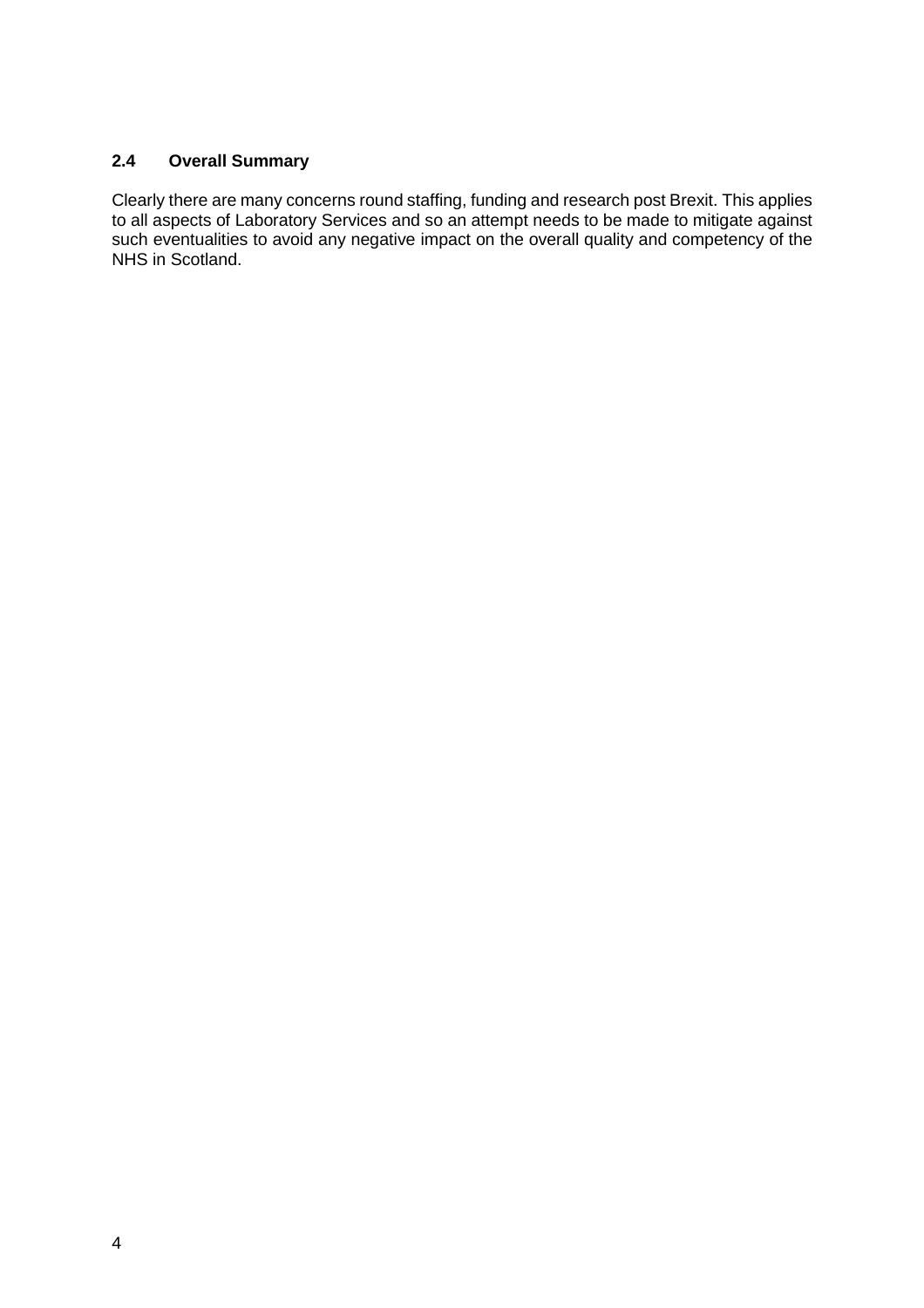### 2.4 Overall Summary

Clearly there are many concerns round staffing, funding and research post Brexit. This applies to all aspects of Laboratory Services and so an attempt needs to be made to mitigate against such eventualities to avoid any negative impact on the overall quality and competency of the NHS in Scotland.